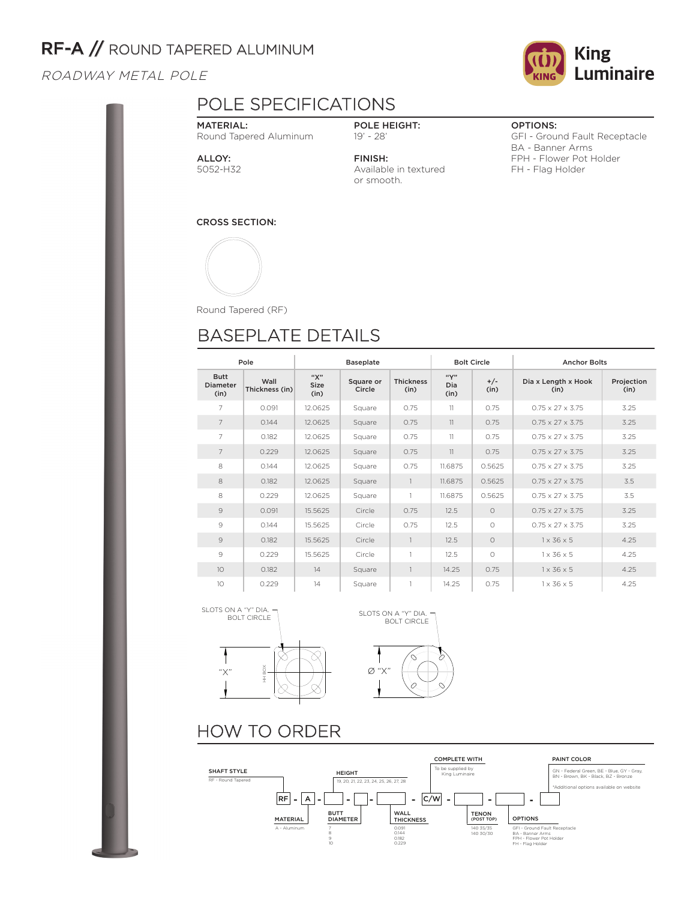# RF-A // ROUND TAPERED ALUMINUM

*ROADWAY METAL POLE*

King Luminaire

## POLE SPECIFICATIONS

**MATERIAL:**
Round Tapered Aluminum

**ALLOY:**
5052-H32

**POLE HEIGHT:**
19' - 28'

**FINISH:**
Available in textured or smooth.

**OPTIONS:**
GFI - Ground Fault Receptacle
BA - Banner Arms
FPH - Flower Pot Holder
FH - Flag Holder

**CROSS SECTION:**

Round Tapered (RF)

## BASEPLATE DETAILS

| Pole | | Baseplate | | | Bolt Circle | | Anchor Bolts | |
|---|---|---|---|---|---|---|---|---|
| Butt Diameter (in) | Wall Thickness (in) | "X" Size (in) | Square or Circle | Thickness (in) | "Y" Dia (in) | +/- (in) | Dia x Length x Hook (in) | Projection (in) |
| 7 | 0.091 | 12.0625 | Square | 0.75 | 11 | 0.75 | 0.75 x 27 x 3.75 | 3.25 |
| 7 | 0.144 | 12.0625 | Square | 0.75 | 11 | 0.75 | 0.75 x 27 x 3.75 | 3.25 |
| 7 | 0.182 | 12.0625 | Square | 0.75 | 11 | 0.75 | 0.75 x 27 x 3.75 | 3.25 |
| 7 | 0.229 | 12.0625 | Square | 0.75 | 11 | 0.75 | 0.75 x 27 x 3.75 | 3.25 |
| 8 | 0.144 | 12.0625 | Square | 0.75 | 11.6875 | 0.5625 | 0.75 x 27 x 3.75 | 3.25 |
| 8 | 0.182 | 12.0625 | Square | 1 | 11.6875 | 0.5625 | 0.75 x 27 x 3.75 | 3.5 |
| 8 | 0.229 | 12.0625 | Square | 1 | 11.6875 | 0.5625 | 0.75 x 27 x 3.75 | 3.5 |
| 9 | 0.091 | 15.5625 | Circle | 0.75 | 12.5 | 0 | 0.75 x 27 x 3.75 | 3.25 |
| 9 | 0.144 | 15.5625 | Circle | 0.75 | 12.5 | 0 | 0.75 x 27 x 3.75 | 3.25 |
| 9 | 0.182 | 15.5625 | Circle | 1 | 12.5 | 0 | 1 x 36 x 5 | 4.25 |
| 9 | 0.229 | 15.5625 | Circle | 1 | 12.5 | 0 | 1 x 36 x 5 | 4.25 |
| 10 | 0.182 | 14 | Square | 1 | 14.25 | 0.75 | 1 x 36 x 5 | 4.25 |
| 10 | 0.229 | 14 | Square | 1 | 14.25 | 0.75 | 1 x 36 x 5 | 4.25 |

SLOTS ON A "Y" DIA. BOLT CIRCLE

"X"

HH BOX

SLOTS ON A "Y" DIA. BOLT CIRCLE

Ø "X"

## HOW TO ORDER

RF - A - [ ] - [ ] - [ ] - C/W - [ ] - [ ] - [ ]

**SHAFT STYLE**
RF - Round Tapered

**MATERIAL**
A - Aluminum

**HEIGHT**
19, 20, 21, 22, 23, 24, 25, 26, 27, 28

**BUTT DIAMETER**
7
8
9
10

**WALL THICKNESS**
0.091
0.144
0.182
0.229

**COMPLETE WITH**
To be supplied by King Luminaire

**TENON (POST TOP)**
140 35/35
140 30/30

**PAINT COLOR**
GN - Federal Green, BE - Blue, GY - Gray, BN - Brown, BK - Black, BZ - Bronze

*Additional options available on website

**OPTIONS**
GFI - Ground Fault Receptacle
BA - Banner Arms
FPH - Flower Pot Holder
FH - Flag Holder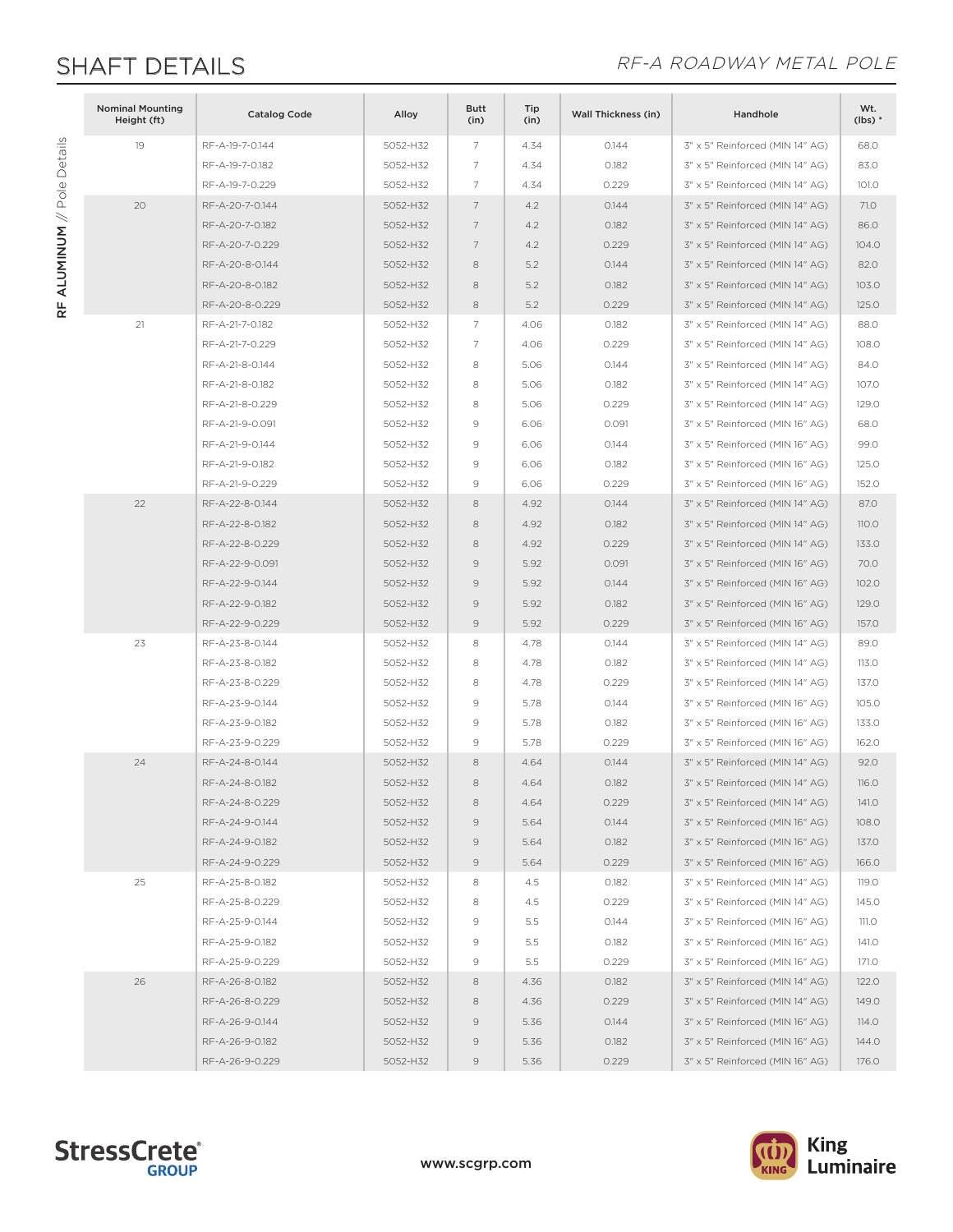# SHAFT DETAILS

*RF-A ROADWAY METAL POLE*

RF ALUMINUM // Pole Details

| Nominal Mounting Height (ft) | Catalog Code | Alloy | Butt (in) | Tip (in) | Wall Thickness (in) | Handhole | Wt. (lbs) * |
|---|---|---|---|---|---|---|---|
| 19 | RF-A-19-7-0.144 | 5052-H32 | 7 | 4.34 | 0.144 | 3" x 5" Reinforced (MIN 14" AG) | 68.0 |
| | RF-A-19-7-0.182 | 5052-H32 | 7 | 4.34 | 0.182 | 3" x 5" Reinforced (MIN 14" AG) | 83.0 |
| | RF-A-19-7-0.229 | 5052-H32 | 7 | 4.34 | 0.229 | 3" x 5" Reinforced (MIN 14" AG) | 101.0 |
| 20 | RF-A-20-7-0.144 | 5052-H32 | 7 | 4.2 | 0.144 | 3" x 5" Reinforced (MIN 14" AG) | 71.0 |
| | RF-A-20-7-0.182 | 5052-H32 | 7 | 4.2 | 0.182 | 3" x 5" Reinforced (MIN 14" AG) | 86.0 |
| | RF-A-20-7-0.229 | 5052-H32 | 7 | 4.2 | 0.229 | 3" x 5" Reinforced (MIN 14" AG) | 104.0 |
| | RF-A-20-8-0.144 | 5052-H32 | 8 | 5.2 | 0.144 | 3" x 5" Reinforced (MIN 14" AG) | 82.0 |
| | RF-A-20-8-0.182 | 5052-H32 | 8 | 5.2 | 0.182 | 3" x 5" Reinforced (MIN 14" AG) | 103.0 |
| | RF-A-20-8-0.229 | 5052-H32 | 8 | 5.2 | 0.229 | 3" x 5" Reinforced (MIN 14" AG) | 125.0 |
| 21 | RF-A-21-7-0.182 | 5052-H32 | 7 | 4.06 | 0.182 | 3" x 5" Reinforced (MIN 14" AG) | 88.0 |
| | RF-A-21-7-0.229 | 5052-H32 | 7 | 4.06 | 0.229 | 3" x 5" Reinforced (MIN 14" AG) | 108.0 |
| | RF-A-21-8-0.144 | 5052-H32 | 8 | 5.06 | 0.144 | 3" x 5" Reinforced (MIN 14" AG) | 84.0 |
| | RF-A-21-8-0.182 | 5052-H32 | 8 | 5.06 | 0.182 | 3" x 5" Reinforced (MIN 14" AG) | 107.0 |
| | RF-A-21-8-0.229 | 5052-H32 | 8 | 5.06 | 0.229 | 3" x 5" Reinforced (MIN 14" AG) | 129.0 |
| | RF-A-21-9-0.091 | 5052-H32 | 9 | 6.06 | 0.091 | 3" x 5" Reinforced (MIN 16" AG) | 68.0 |
| | RF-A-21-9-0.144 | 5052-H32 | 9 | 6.06 | 0.144 | 3" x 5" Reinforced (MIN 16" AG) | 99.0 |
| | RF-A-21-9-0.182 | 5052-H32 | 9 | 6.06 | 0.182 | 3" x 5" Reinforced (MIN 16" AG) | 125.0 |
| | RF-A-21-9-0.229 | 5052-H32 | 9 | 6.06 | 0.229 | 3" x 5" Reinforced (MIN 16" AG) | 152.0 |
| 22 | RF-A-22-8-0.144 | 5052-H32 | 8 | 4.92 | 0.144 | 3" x 5" Reinforced (MIN 14" AG) | 87.0 |
| | RF-A-22-8-0.182 | 5052-H32 | 8 | 4.92 | 0.182 | 3" x 5" Reinforced (MIN 14" AG) | 110.0 |
| | RF-A-22-8-0.229 | 5052-H32 | 8 | 4.92 | 0.229 | 3" x 5" Reinforced (MIN 14" AG) | 133.0 |
| | RF-A-22-9-0.091 | 5052-H32 | 9 | 5.92 | 0.091 | 3" x 5" Reinforced (MIN 16" AG) | 70.0 |
| | RF-A-22-9-0.144 | 5052-H32 | 9 | 5.92 | 0.144 | 3" x 5" Reinforced (MIN 16" AG) | 102.0 |
| | RF-A-22-9-0.182 | 5052-H32 | 9 | 5.92 | 0.182 | 3" x 5" Reinforced (MIN 16" AG) | 129.0 |
| | RF-A-22-9-0.229 | 5052-H32 | 9 | 5.92 | 0.229 | 3" x 5" Reinforced (MIN 16" AG) | 157.0 |
| 23 | RF-A-23-8-0.144 | 5052-H32 | 8 | 4.78 | 0.144 | 3" x 5" Reinforced (MIN 14" AG) | 89.0 |
| | RF-A-23-8-0.182 | 5052-H32 | 8 | 4.78 | 0.182 | 3" x 5" Reinforced (MIN 14" AG) | 113.0 |
| | RF-A-23-8-0.229 | 5052-H32 | 8 | 4.78 | 0.229 | 3" x 5" Reinforced (MIN 14" AG) | 137.0 |
| | RF-A-23-9-0.144 | 5052-H32 | 9 | 5.78 | 0.144 | 3" x 5" Reinforced (MIN 16" AG) | 105.0 |
| | RF-A-23-9-0.182 | 5052-H32 | 9 | 5.78 | 0.182 | 3" x 5" Reinforced (MIN 16" AG) | 133.0 |
| | RF-A-23-9-0.229 | 5052-H32 | 9 | 5.78 | 0.229 | 3" x 5" Reinforced (MIN 16" AG) | 162.0 |
| 24 | RF-A-24-8-0.144 | 5052-H32 | 8 | 4.64 | 0.144 | 3" x 5" Reinforced (MIN 14" AG) | 92.0 |
| | RF-A-24-8-0.182 | 5052-H32 | 8 | 4.64 | 0.182 | 3" x 5" Reinforced (MIN 14" AG) | 116.0 |
| | RF-A-24-8-0.229 | 5052-H32 | 8 | 4.64 | 0.229 | 3" x 5" Reinforced (MIN 14" AG) | 141.0 |
| | RF-A-24-9-0.144 | 5052-H32 | 9 | 5.64 | 0.144 | 3" x 5" Reinforced (MIN 16" AG) | 108.0 |
| | RF-A-24-9-0.182 | 5052-H32 | 9 | 5.64 | 0.182 | 3" x 5" Reinforced (MIN 16" AG) | 137.0 |
| | RF-A-24-9-0.229 | 5052-H32 | 9 | 5.64 | 0.229 | 3" x 5" Reinforced (MIN 16" AG) | 166.0 |
| 25 | RF-A-25-8-0.182 | 5052-H32 | 8 | 4.5 | 0.182 | 3" x 5" Reinforced (MIN 14" AG) | 119.0 |
| | RF-A-25-8-0.229 | 5052-H32 | 8 | 4.5 | 0.229 | 3" x 5" Reinforced (MIN 14" AG) | 145.0 |
| | RF-A-25-9-0.144 | 5052-H32 | 9 | 5.5 | 0.144 | 3" x 5" Reinforced (MIN 16" AG) | 111.0 |
| | RF-A-25-9-0.182 | 5052-H32 | 9 | 5.5 | 0.182 | 3" x 5" Reinforced (MIN 16" AG) | 141.0 |
| | RF-A-25-9-0.229 | 5052-H32 | 9 | 5.5 | 0.229 | 3" x 5" Reinforced (MIN 16" AG) | 171.0 |
| 26 | RF-A-26-8-0.182 | 5052-H32 | 8 | 4.36 | 0.182 | 3" x 5" Reinforced (MIN 14" AG) | 122.0 |
| | RF-A-26-8-0.229 | 5052-H32 | 8 | 4.36 | 0.229 | 3" x 5" Reinforced (MIN 14" AG) | 149.0 |
| | RF-A-26-9-0.144 | 5052-H32 | 9 | 5.36 | 0.144 | 3" x 5" Reinforced (MIN 16" AG) | 114.0 |
| | RF-A-26-9-0.182 | 5052-H32 | 9 | 5.36 | 0.182 | 3" x 5" Reinforced (MIN 16" AG) | 144.0 |
| | RF-A-26-9-0.229 | 5052-H32 | 9 | 5.36 | 0.229 | 3" x 5" Reinforced (MIN 16" AG) | 176.0 |

StressCrete GROUP

www.scgrp.com

King Luminaire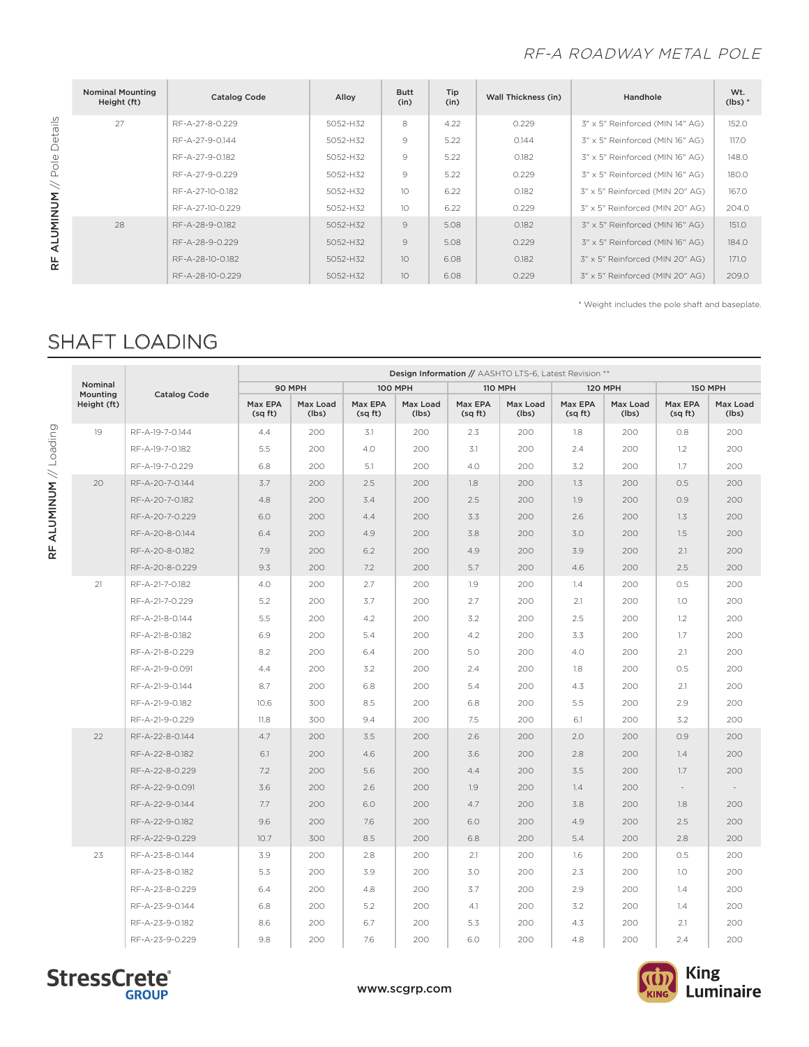RF-A ROADWAY METAL POLE

RF ALUMINUM // Pole Details

| Nominal Mounting Height (ft) | Catalog Code | Alloy | Butt (in) | Tip (in) | Wall Thickness (in) | Handhole | Wt. (lbs) * |
|---|---|---|---|---|---|---|---|
| 27 | RF-A-27-8-0.229 | 5052-H32 | 8 | 4.22 | 0.229 | 3" x 5" Reinforced (MIN 14" AG) | 152.0 |
| | RF-A-27-9-0.144 | 5052-H32 | 9 | 5.22 | 0.144 | 3" x 5" Reinforced (MIN 16" AG) | 117.0 |
| | RF-A-27-9-0.182 | 5052-H32 | 9 | 5.22 | 0.182 | 3" x 5" Reinforced (MIN 16" AG) | 148.0 |
| | RF-A-27-9-0.229 | 5052-H32 | 9 | 5.22 | 0.229 | 3" x 5" Reinforced (MIN 16" AG) | 180.0 |
| | RF-A-27-10-0.182 | 5052-H32 | 10 | 6.22 | 0.182 | 3" x 5" Reinforced (MIN 20" AG) | 167.0 |
| | RF-A-27-10-0.229 | 5052-H32 | 10 | 6.22 | 0.229 | 3" x 5" Reinforced (MIN 20" AG) | 204.0 |
| 28 | RF-A-28-9-0.182 | 5052-H32 | 9 | 5.08 | 0.182 | 3" x 5" Reinforced (MIN 16" AG) | 151.0 |
| | RF-A-28-9-0.229 | 5052-H32 | 9 | 5.08 | 0.229 | 3" x 5" Reinforced (MIN 16" AG) | 184.0 |
| | RF-A-28-10-0.182 | 5052-H32 | 10 | 6.08 | 0.182 | 3" x 5" Reinforced (MIN 20" AG) | 171.0 |
| | RF-A-28-10-0.229 | 5052-H32 | 10 | 6.08 | 0.229 | 3" x 5" Reinforced (MIN 20" AG) | 209.0 |

* Weight includes the pole shaft and baseplate.

## SHAFT LOADING

RF ALUMINUM // Loading

| Nominal Mounting Height (ft) | Catalog Code | Design Information // AASHTO LTS-6, Latest Revision ** | | | | | | | | | |
|---|---|---|---|---|---|---|---|---|---|---|---|
| | | 90 MPH | | 100 MPH | | 110 MPH | | 120 MPH | | 150 MPH | |
| | | Max EPA (sq ft) | Max Load (lbs) | Max EPA (sq ft) | Max Load (lbs) | Max EPA (sq ft) | Max Load (lbs) | Max EPA (sq ft) | Max Load (lbs) | Max EPA (sq ft) | Max Load (lbs) |
| 19 | RF-A-19-7-0.144 | 4.4 | 200 | 3.1 | 200 | 2.3 | 200 | 1.8 | 200 | 0.8 | 200 |
| | RF-A-19-7-0.182 | 5.5 | 200 | 4.0 | 200 | 3.1 | 200 | 2.4 | 200 | 1.2 | 200 |
| | RF-A-19-7-0.229 | 6.8 | 200 | 5.1 | 200 | 4.0 | 200 | 3.2 | 200 | 1.7 | 200 |
| 20 | RF-A-20-7-0.144 | 3.7 | 200 | 2.5 | 200 | 1.8 | 200 | 1.3 | 200 | 0.5 | 200 |
| | RF-A-20-7-0.182 | 4.8 | 200 | 3.4 | 200 | 2.5 | 200 | 1.9 | 200 | 0.9 | 200 |
| | RF-A-20-7-0.229 | 6.0 | 200 | 4.4 | 200 | 3.3 | 200 | 2.6 | 200 | 1.3 | 200 |
| | RF-A-20-8-0.144 | 6.4 | 200 | 4.9 | 200 | 3.8 | 200 | 3.0 | 200 | 1.5 | 200 |
| | RF-A-20-8-0.182 | 7.9 | 200 | 6.2 | 200 | 4.9 | 200 | 3.9 | 200 | 2.1 | 200 |
| | RF-A-20-8-0.229 | 9.3 | 200 | 7.2 | 200 | 5.7 | 200 | 4.6 | 200 | 2.5 | 200 |
| 21 | RF-A-21-7-0.182 | 4.0 | 200 | 2.7 | 200 | 1.9 | 200 | 1.4 | 200 | 0.5 | 200 |
| | RF-A-21-7-0.229 | 5.2 | 200 | 3.7 | 200 | 2.7 | 200 | 2.1 | 200 | 1.0 | 200 |
| | RF-A-21-8-0.144 | 5.5 | 200 | 4.2 | 200 | 3.2 | 200 | 2.5 | 200 | 1.2 | 200 |
| | RF-A-21-8-0.182 | 6.9 | 200 | 5.4 | 200 | 4.2 | 200 | 3.3 | 200 | 1.7 | 200 |
| | RF-A-21-8-0.229 | 8.2 | 200 | 6.4 | 200 | 5.0 | 200 | 4.0 | 200 | 2.1 | 200 |
| | RF-A-21-9-0.091 | 4.4 | 200 | 3.2 | 200 | 2.4 | 200 | 1.8 | 200 | 0.5 | 200 |
| | RF-A-21-9-0.144 | 8.7 | 200 | 6.8 | 200 | 5.4 | 200 | 4.3 | 200 | 2.1 | 200 |
| | RF-A-21-9-0.182 | 10.6 | 300 | 8.5 | 200 | 6.8 | 200 | 5.5 | 200 | 2.9 | 200 |
| | RF-A-21-9-0.229 | 11.8 | 300 | 9.4 | 200 | 7.5 | 200 | 6.1 | 200 | 3.2 | 200 |
| 22 | RF-A-22-8-0.144 | 4.7 | 200 | 3.5 | 200 | 2.6 | 200 | 2.0 | 200 | 0.9 | 200 |
| | RF-A-22-8-0.182 | 6.1 | 200 | 4.6 | 200 | 3.6 | 200 | 2.8 | 200 | 1.4 | 200 |
| | RF-A-22-8-0.229 | 7.2 | 200 | 5.6 | 200 | 4.4 | 200 | 3.5 | 200 | 1.7 | 200 |
| | RF-A-22-9-0.091 | 3.6 | 200 | 2.6 | 200 | 1.9 | 200 | 1.4 | 200 | - | - |
| | RF-A-22-9-0.144 | 7.7 | 200 | 6.0 | 200 | 4.7 | 200 | 3.8 | 200 | 1.8 | 200 |
| | RF-A-22-9-0.182 | 9.6 | 200 | 7.6 | 200 | 6.0 | 200 | 4.9 | 200 | 2.5 | 200 |
| | RF-A-22-9-0.229 | 10.7 | 300 | 8.5 | 200 | 6.8 | 200 | 5.4 | 200 | 2.8 | 200 |
| 23 | RF-A-23-8-0.144 | 3.9 | 200 | 2.8 | 200 | 2.1 | 200 | 1.6 | 200 | 0.5 | 200 |
| | RF-A-23-8-0.182 | 5.3 | 200 | 3.9 | 200 | 3.0 | 200 | 2.3 | 200 | 1.0 | 200 |
| | RF-A-23-8-0.229 | 6.4 | 200 | 4.8 | 200 | 3.7 | 200 | 2.9 | 200 | 1.4 | 200 |
| | RF-A-23-9-0.144 | 6.8 | 200 | 5.2 | 200 | 4.1 | 200 | 3.2 | 200 | 1.4 | 200 |
| | RF-A-23-9-0.182 | 8.6 | 200 | 6.7 | 200 | 5.3 | 200 | 4.3 | 200 | 2.1 | 200 |
| | RF-A-23-9-0.229 | 9.8 | 200 | 7.6 | 200 | 6.0 | 200 | 4.8 | 200 | 2.4 | 200 |

StressCrete GROUP

www.scgrp.com

King Luminaire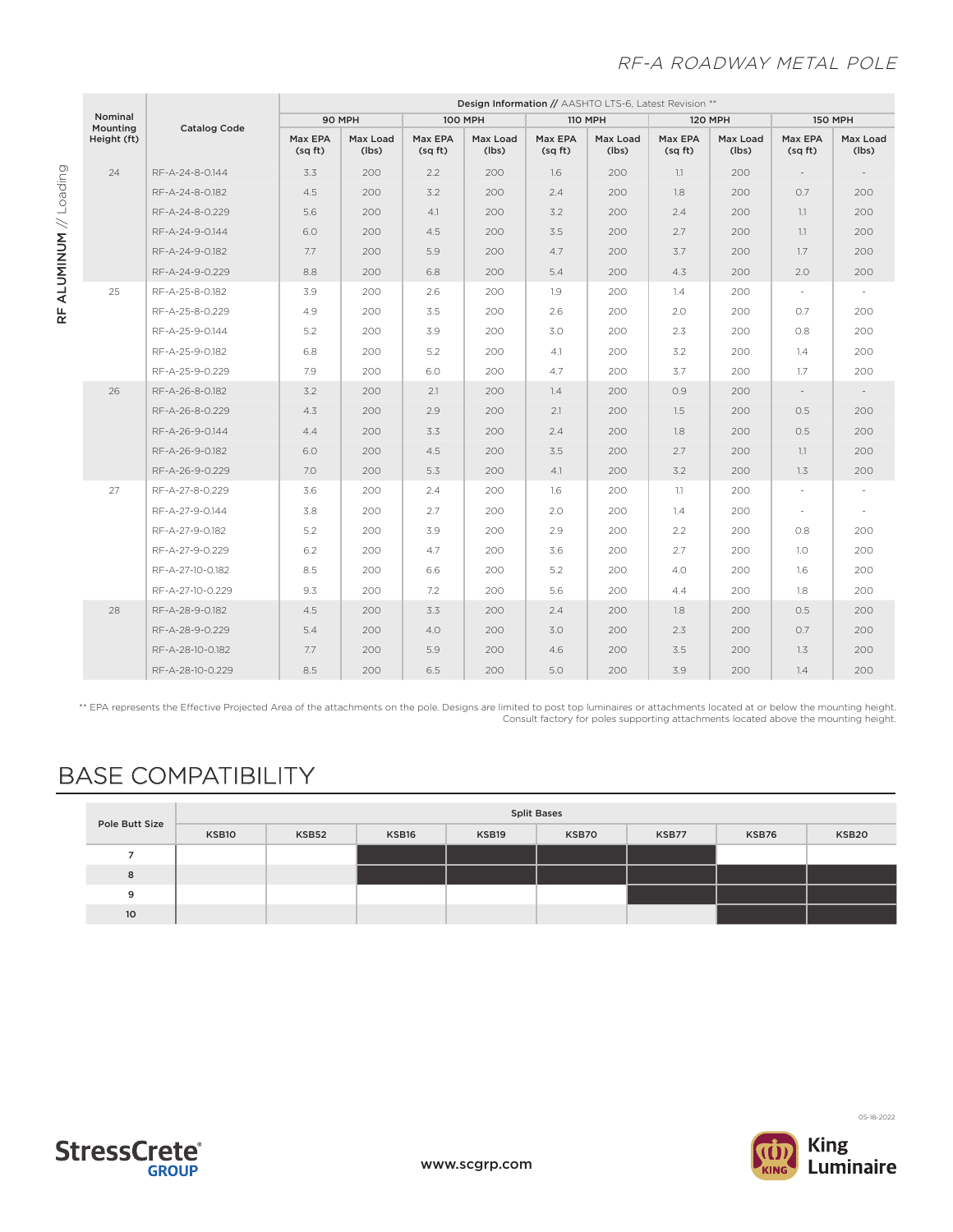## RF ALUMINUM // Loading

| Nominal Mounting Height (ft) | Catalog Code | Design Information // AASHTO LTS-6, Latest Revision ** | | | | | | | | | |
|---|---|---|---|---|---|---|---|---|---|---|---|
| | | 90 MPH | | 100 MPH | | 110 MPH | | 120 MPH | | 150 MPH | |
| | | Max EPA (sq ft) | Max Load (lbs) | Max EPA (sq ft) | Max Load (lbs) | Max EPA (sq ft) | Max Load (lbs) | Max EPA (sq ft) | Max Load (lbs) | Max EPA (sq ft) | Max Load (lbs) |
| 24 | RF-A-24-8-0.144 | 3.3 | 200 | 2.2 | 200 | 1.6 | 200 | 1.1 | 200 | - | - |
| | RF-A-24-8-0.182 | 4.5 | 200 | 3.2 | 200 | 2.4 | 200 | 1.8 | 200 | 0.7 | 200 |
| | RF-A-24-8-0.229 | 5.6 | 200 | 4.1 | 200 | 3.2 | 200 | 2.4 | 200 | 1.1 | 200 |
| | RF-A-24-9-0.144 | 6.0 | 200 | 4.5 | 200 | 3.5 | 200 | 2.7 | 200 | 1.1 | 200 |
| | RF-A-24-9-0.182 | 7.7 | 200 | 5.9 | 200 | 4.7 | 200 | 3.7 | 200 | 1.7 | 200 |
| | RF-A-24-9-0.229 | 8.8 | 200 | 6.8 | 200 | 5.4 | 200 | 4.3 | 200 | 2.0 | 200 |
| 25 | RF-A-25-8-0.182 | 3.9 | 200 | 2.6 | 200 | 1.9 | 200 | 1.4 | 200 | - | - |
| | RF-A-25-8-0.229 | 4.9 | 200 | 3.5 | 200 | 2.6 | 200 | 2.0 | 200 | 0.7 | 200 |
| | RF-A-25-9-0.144 | 5.2 | 200 | 3.9 | 200 | 3.0 | 200 | 2.3 | 200 | 0.8 | 200 |
| | RF-A-25-9-0.182 | 6.8 | 200 | 5.2 | 200 | 4.1 | 200 | 3.2 | 200 | 1.4 | 200 |
| | RF-A-25-9-0.229 | 7.9 | 200 | 6.0 | 200 | 4.7 | 200 | 3.7 | 200 | 1.7 | 200 |
| 26 | RF-A-26-8-0.182 | 3.2 | 200 | 2.1 | 200 | 1.4 | 200 | 0.9 | 200 | - | - |
| | RF-A-26-8-0.229 | 4.3 | 200 | 2.9 | 200 | 2.1 | 200 | 1.5 | 200 | 0.5 | 200 |
| | RF-A-26-9-0.144 | 4.4 | 200 | 3.3 | 200 | 2.4 | 200 | 1.8 | 200 | 0.5 | 200 |
| | RF-A-26-9-0.182 | 6.0 | 200 | 4.5 | 200 | 3.5 | 200 | 2.7 | 200 | 1.1 | 200 |
| | RF-A-26-9-0.229 | 7.0 | 200 | 5.3 | 200 | 4.1 | 200 | 3.2 | 200 | 1.3 | 200 |
| 27 | RF-A-27-8-0.229 | 3.6 | 200 | 2.4 | 200 | 1.6 | 200 | 1.1 | 200 | - | - |
| | RF-A-27-9-0.144 | 3.8 | 200 | 2.7 | 200 | 2.0 | 200 | 1.4 | 200 | - | - |
| | RF-A-27-9-0.182 | 5.2 | 200 | 3.9 | 200 | 2.9 | 200 | 2.2 | 200 | 0.8 | 200 |
| | RF-A-27-9-0.229 | 6.2 | 200 | 4.7 | 200 | 3.6 | 200 | 2.7 | 200 | 1.0 | 200 |
| | RF-A-27-10-0.182 | 8.5 | 200 | 6.6 | 200 | 5.2 | 200 | 4.0 | 200 | 1.6 | 200 |
| | RF-A-27-10-0.229 | 9.3 | 200 | 7.2 | 200 | 5.6 | 200 | 4.4 | 200 | 1.8 | 200 |
| 28 | RF-A-28-9-0.182 | 4.5 | 200 | 3.3 | 200 | 2.4 | 200 | 1.8 | 200 | 0.5 | 200 |
| | RF-A-28-9-0.229 | 5.4 | 200 | 4.0 | 200 | 3.0 | 200 | 2.3 | 200 | 0.7 | 200 |
| | RF-A-28-10-0.182 | 7.7 | 200 | 5.9 | 200 | 4.6 | 200 | 3.5 | 200 | 1.3 | 200 |
| | RF-A-28-10-0.229 | 8.5 | 200 | 6.5 | 200 | 5.0 | 200 | 3.9 | 200 | 1.4 | 200 |

** EPA represents the Effective Projected Area of the attachments on the pole. Designs are limited to post top luminaires or attachments located at or below the mounting height. Consult factory for poles supporting attachments located above the mounting height.

# BASE COMPATIBILITY

| Pole Butt Size | Split Bases | | | | | | | |
|---|---|---|---|---|---|---|---|---|
| | KSB10 | KSB52 | KSB16 | KSB19 | KSB70 | KSB77 | KSB76 | KSB20 |
| 7 | | | ■ | ■ | ■ | ■ | | |
| 8 | | | ■ | ■ | ■ | ■ | ■ | ■ |
| 9 | | | | | | ■ | ■ | ■ |
| 10 | | | | | | | ■ | ■ |